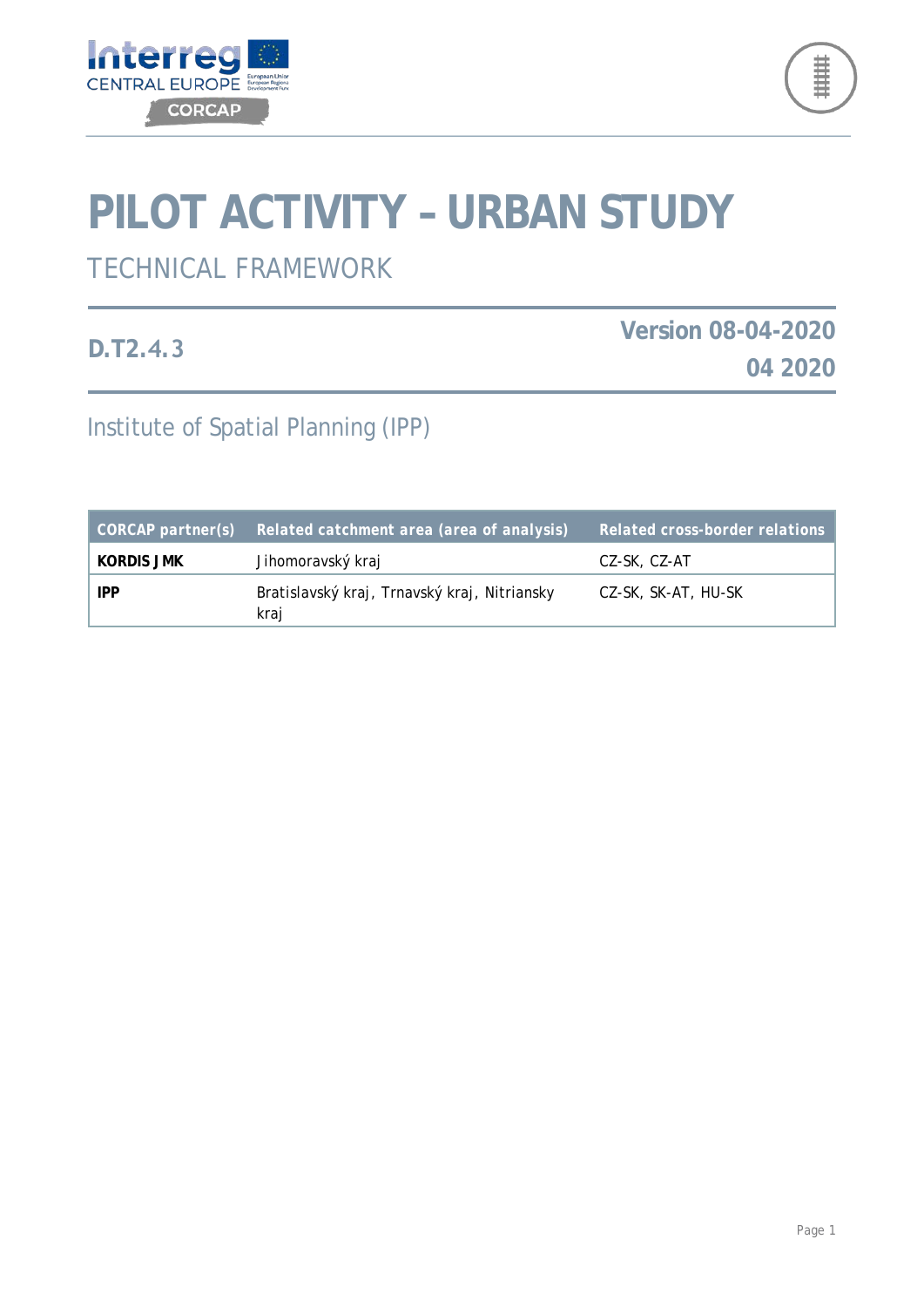# PILOT ACTIVITY – URBAN STUDY

## TECHNICAL FRAMEWORK

**D.T2.4.3**

**Version 08-04-2020**

**04 2020**

Institute of Spatial Planning (IPP)

| CORCAP partner(s) | Related catchment area (area of analysis) | Related cross-border relations |
| --- | --- | --- |
| **KORDIS JMK** | Jihomoravský kraj | CZ-SK, CZ-AT |
| **IPP** | Bratislavský kraj, Trnavský kraj, Nitriansky kraj | CZ-SK, SK-AT, HU-SK |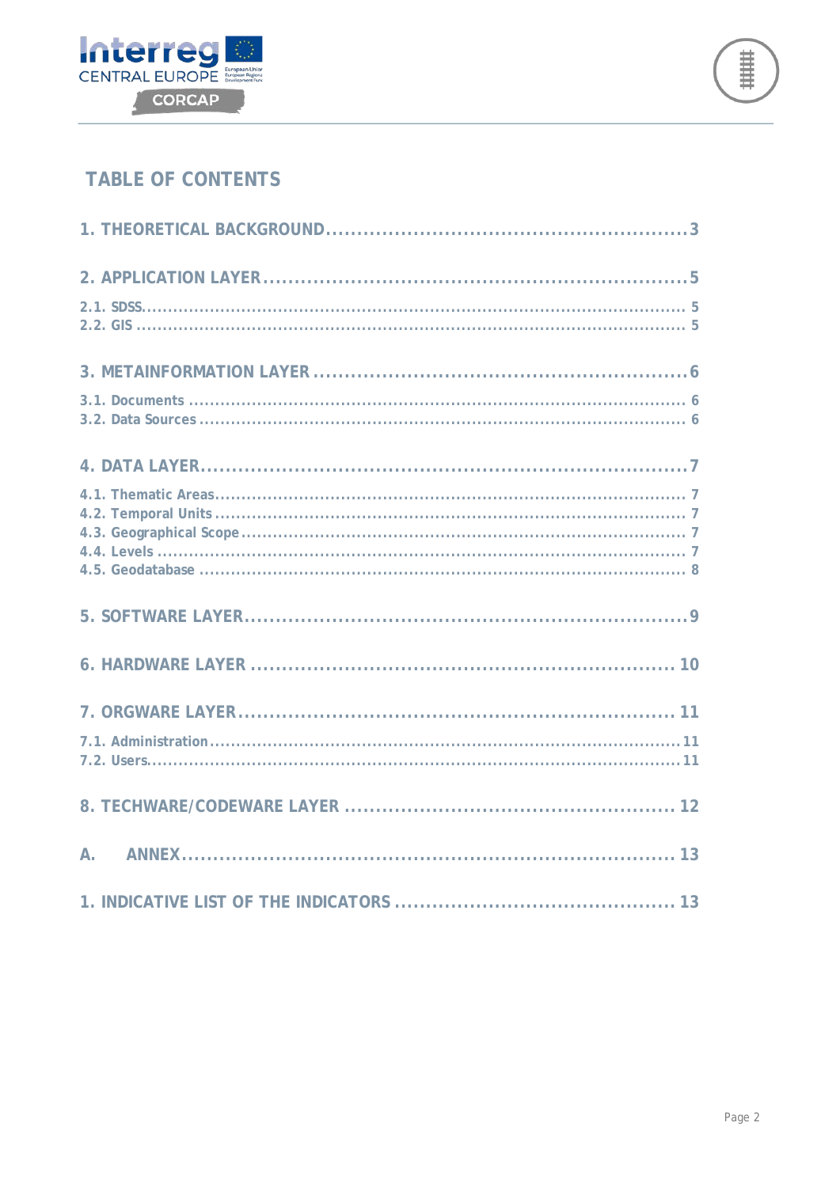# TABLE OF CONTENTS

1. THEORETICAL BACKGROUND....................................................3

2. APPLICATION LAYER....................................................5

2.1. SDSS....................................................5
2.2. GIS....................................................5

3. METAINFORMATION LAYER....................................................6

3.1. Documents....................................................6
3.2. Data Sources....................................................6

4. DATA LAYER....................................................7

4.1. Thematic Areas....................................................7
4.2. Temporal Units....................................................7
4.3. Geographical Scope....................................................7
4.4. Levels....................................................7
4.5. Geodatabase....................................................8

5. SOFTWARE LAYER....................................................9

6. HARDWARE LAYER....................................................10

7. ORGWARE LAYER....................................................11

7.1. Administration....................................................11
7.2. Users....................................................11

8. TECHWARE/CODEWARE LAYER....................................................12

A. ANNEX....................................................13

1. INDICATIVE LIST OF THE INDICATORS....................................................13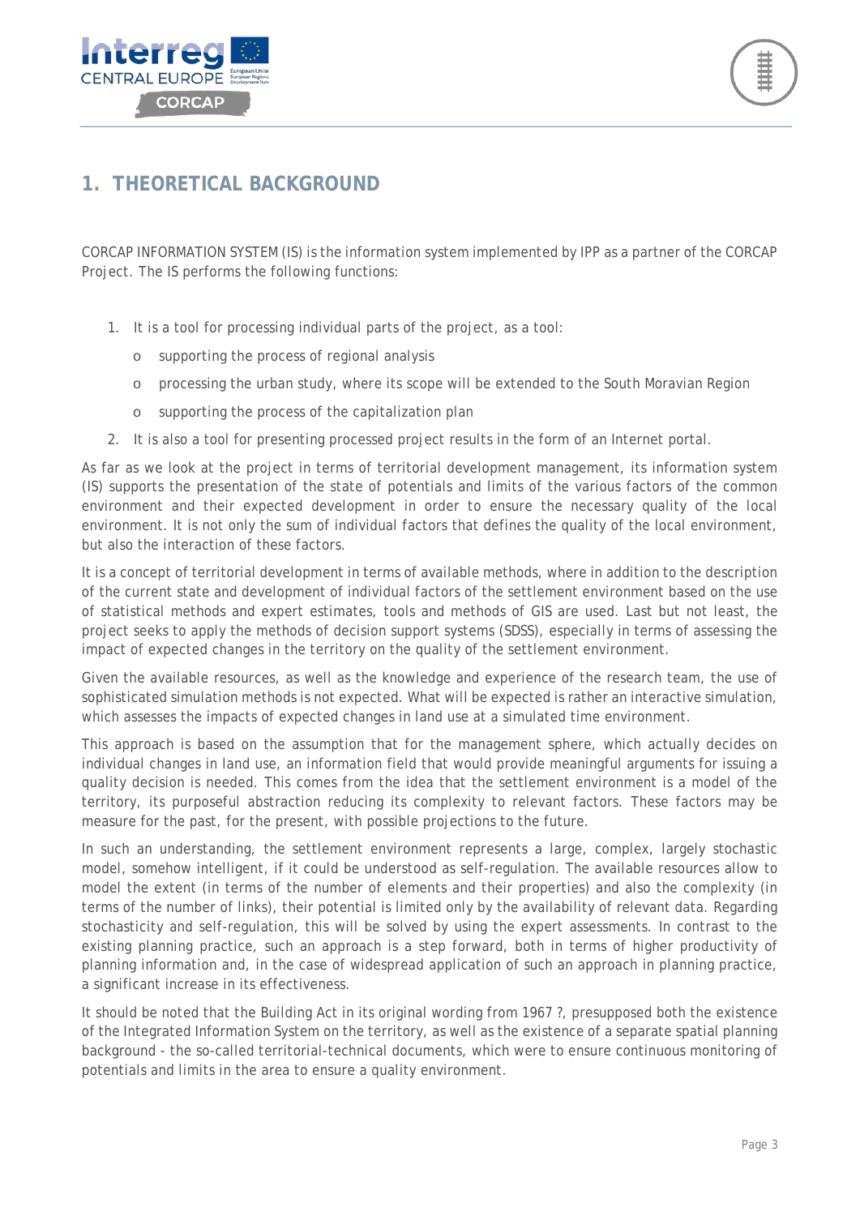# 1. THEORETICAL BACKGROUND

CORCAP INFORMATION SYSTEM (IS) is the information system implemented by IPP as a partner of the CORCAP Project. The IS performs the following functions:

1. It is a tool for processing individual parts of the project, as a tool:
   - supporting the process of regional analysis
   - processing the urban study, where its scope will be extended to the South Moravian Region
   - supporting the process of the capitalization plan
2. It is also a tool for presenting processed project results in the form of an Internet portal.

As far as we look at the project in terms of territorial development management, its information system (IS) supports the presentation of the state of potentials and limits of the various factors of the common environment and their expected development in order to ensure the necessary quality of the local environment. It is not only the sum of individual factors that defines the quality of the local environment, but also the interaction of these factors.

It is a concept of territorial development in terms of available methods, where in addition to the description of the current state and development of individual factors of the settlement environment based on the use of statistical methods and expert estimates, tools and methods of GIS are used. Last but not least, the project seeks to apply the methods of decision support systems (SDSS), especially in terms of assessing the impact of expected changes in the territory on the quality of the settlement environment.

Given the available resources, as well as the knowledge and experience of the research team, the use of sophisticated simulation methods is not expected. What will be expected is rather an interactive simulation, which assesses the impacts of expected changes in land use at a simulated time environment.

This approach is based on the assumption that for the management sphere, which actually decides on individual changes in land use, an information field that would provide meaningful arguments for issuing a quality decision is needed. This comes from the idea that the settlement environment is a model of the territory, its purposeful abstraction reducing its complexity to relevant factors. These factors may be measure for the past, for the present, with possible projections to the future.

In such an understanding, the settlement environment represents a large, complex, largely stochastic model, somehow intelligent, if it could be understood as self-regulation. The available resources allow to model the extent (in terms of the number of elements and their properties) and also the complexity (in terms of the number of links), their potential is limited only by the availability of relevant data. Regarding stochasticity and self-regulation, this will be solved by using the expert assessments. In contrast to the existing planning practice, such an approach is a step forward, both in terms of higher productivity of planning information and, in the case of widespread application of such an approach in planning practice, a significant increase in its effectiveness.

It should be noted that the Building Act in its original wording from 1967 ?, presupposed both the existence of the Integrated Information System on the territory, as well as the existence of a separate spatial planning background - the so-called territorial-technical documents, which were to ensure continuous monitoring of potentials and limits in the area to ensure a quality environment.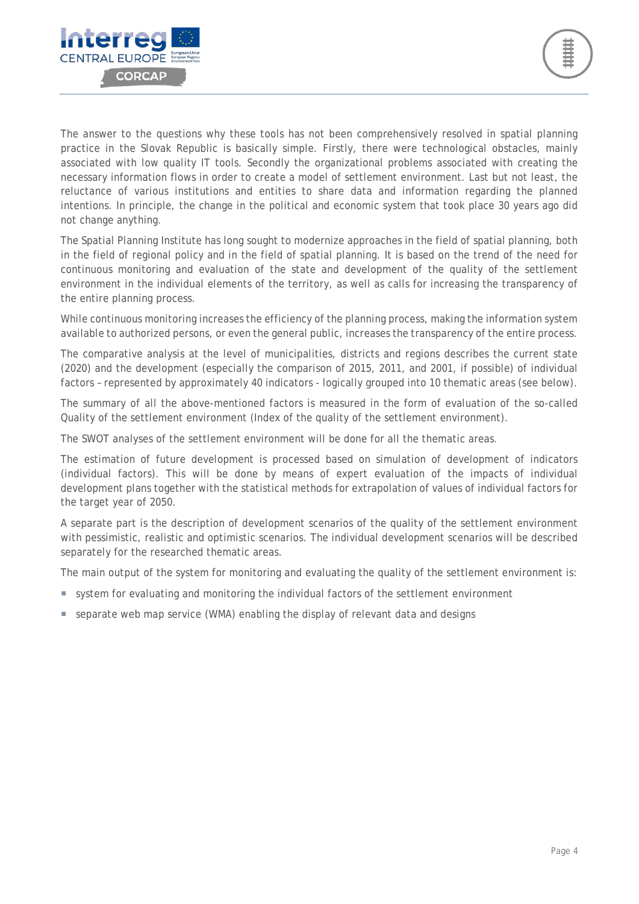The answer to the questions why these tools has not been comprehensively resolved in spatial planning practice in the Slovak Republic is basically simple. Firstly, there were technological obstacles, mainly associated with low quality IT tools. Secondly the organizational problems associated with creating the necessary information flows in order to create a model of settlement environment. Last but not least, the reluctance of various institutions and entities to share data and information regarding the planned intentions. In principle, the change in the political and economic system that took place 30 years ago did not change anything.

The Spatial Planning Institute has long sought to modernize approaches in the field of spatial planning, both in the field of regional policy and in the field of spatial planning. It is based on the trend of the need for continuous monitoring and evaluation of the state and development of the quality of the settlement environment in the individual elements of the territory, as well as calls for increasing the transparency of the entire planning process.

While continuous monitoring increases the efficiency of the planning process, making the information system available to authorized persons, or even the general public, increases the transparency of the entire process.

The comparative analysis at the level of municipalities, districts and regions describes the current state (2020) and the development (especially the comparison of 2015, 2011, and 2001, if possible) of individual factors – represented by approximately 40 indicators - logically grouped into 10 thematic areas (see below).

The summary of all the above-mentioned factors is measured in the form of evaluation of the so-called Quality of the settlement environment (Index of the quality of the settlement environment).

The SWOT analyses of the settlement environment will be done for all the thematic areas.

The estimation of future development is processed based on simulation of development of indicators (individual factors). This will be done by means of expert evaluation of the impacts of individual development plans together with the statistical methods for extrapolation of values of individual factors for the target year of 2050.

A separate part is the description of development scenarios of the quality of the settlement environment with pessimistic, realistic and optimistic scenarios. The individual development scenarios will be described separately for the researched thematic areas.

The main output of the system for monitoring and evaluating the quality of the settlement environment is:

- system for evaluating and monitoring the individual factors of the settlement environment
- separate web map service (WMA) enabling the display of relevant data and designs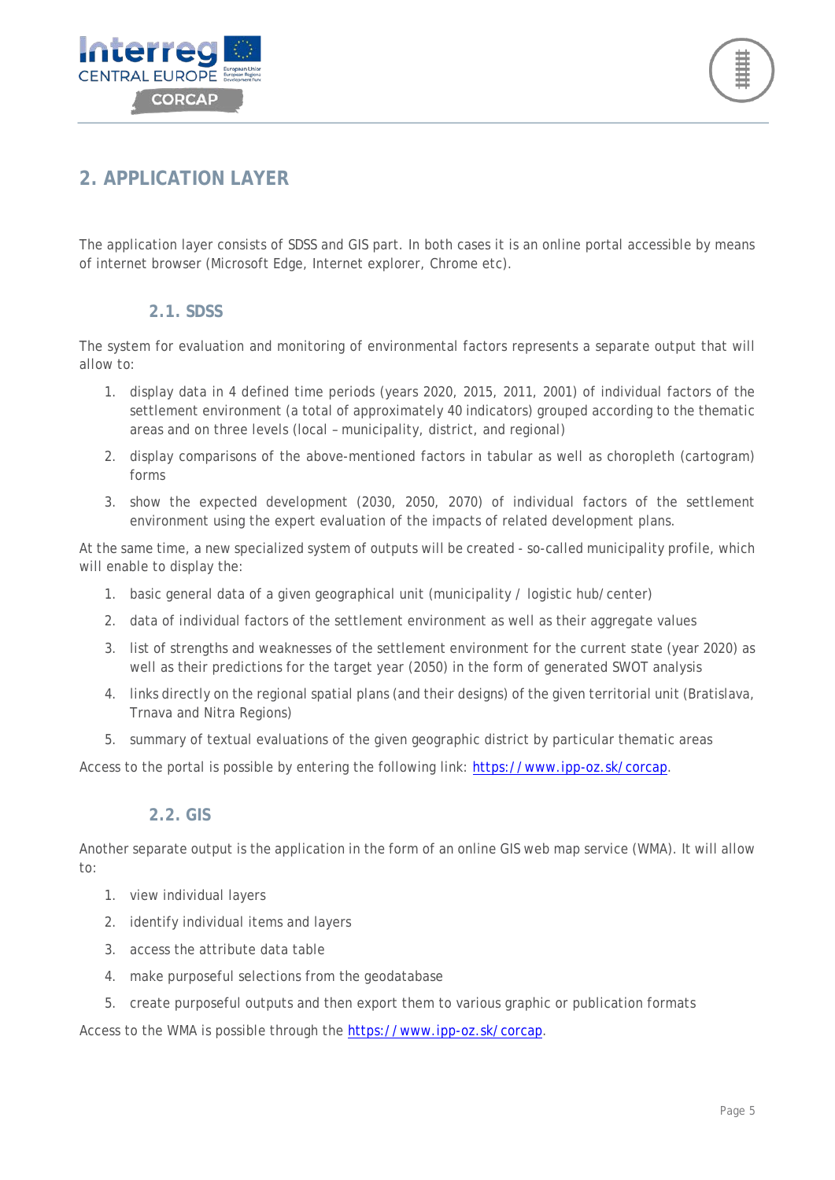## 2. APPLICATION LAYER

The application layer consists of SDSS and GIS part. In both cases it is an online portal accessible by means of internet browser (Microsoft Edge, Internet explorer, Chrome etc).

### 2.1. SDSS

The system for evaluation and monitoring of environmental factors represents a separate output that will allow to:

1. display data in 4 defined time periods (years 2020, 2015, 2011, 2001) of individual factors of the settlement environment (a total of approximately 40 indicators) grouped according to the thematic areas and on three levels (local – municipality, district, and regional)
2. display comparisons of the above-mentioned factors in tabular as well as choropleth (cartogram) forms
3. show the expected development (2030, 2050, 2070) of individual factors of the settlement environment using the expert evaluation of the impacts of related development plans.

At the same time, a new specialized system of outputs will be created - so-called municipality profile, which will enable to display the:

1. basic general data of a given geographical unit (municipality / logistic hub/center)
2. data of individual factors of the settlement environment as well as their aggregate values
3. list of strengths and weaknesses of the settlement environment for the current state (year 2020) as well as their predictions for the target year (2050) in the form of generated SWOT analysis
4. links directly on the regional spatial plans (and their designs) of the given territorial unit (Bratislava, Trnava and Nitra Regions)
5. summary of textual evaluations of the given geographic district by particular thematic areas

Access to the portal is possible by entering the following link: https://www.ipp-oz.sk/corcap.

### 2.2. GIS

Another separate output is the application in the form of an online GIS web map service (WMA). It will allow to:

1. view individual layers
2. identify individual items and layers
3. access the attribute data table
4. make purposeful selections from the geodatabase
5. create purposeful outputs and then export them to various graphic or publication formats

Access to the WMA is possible through the https://www.ipp-oz.sk/corcap.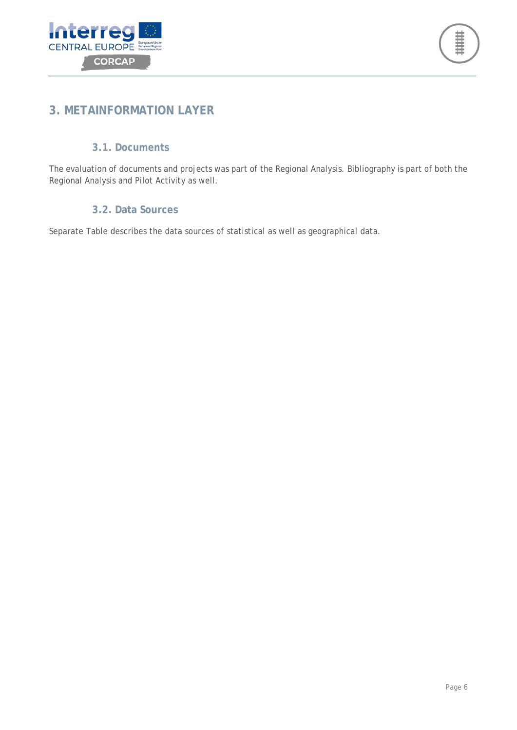# 3. METAINFORMATION LAYER

## 3.1. Documents

The evaluation of documents and projects was part of the Regional Analysis. Bibliography is part of both the Regional Analysis and Pilot Activity as well.

## 3.2. Data Sources

Separate Table describes the data sources of statistical as well as geographical data.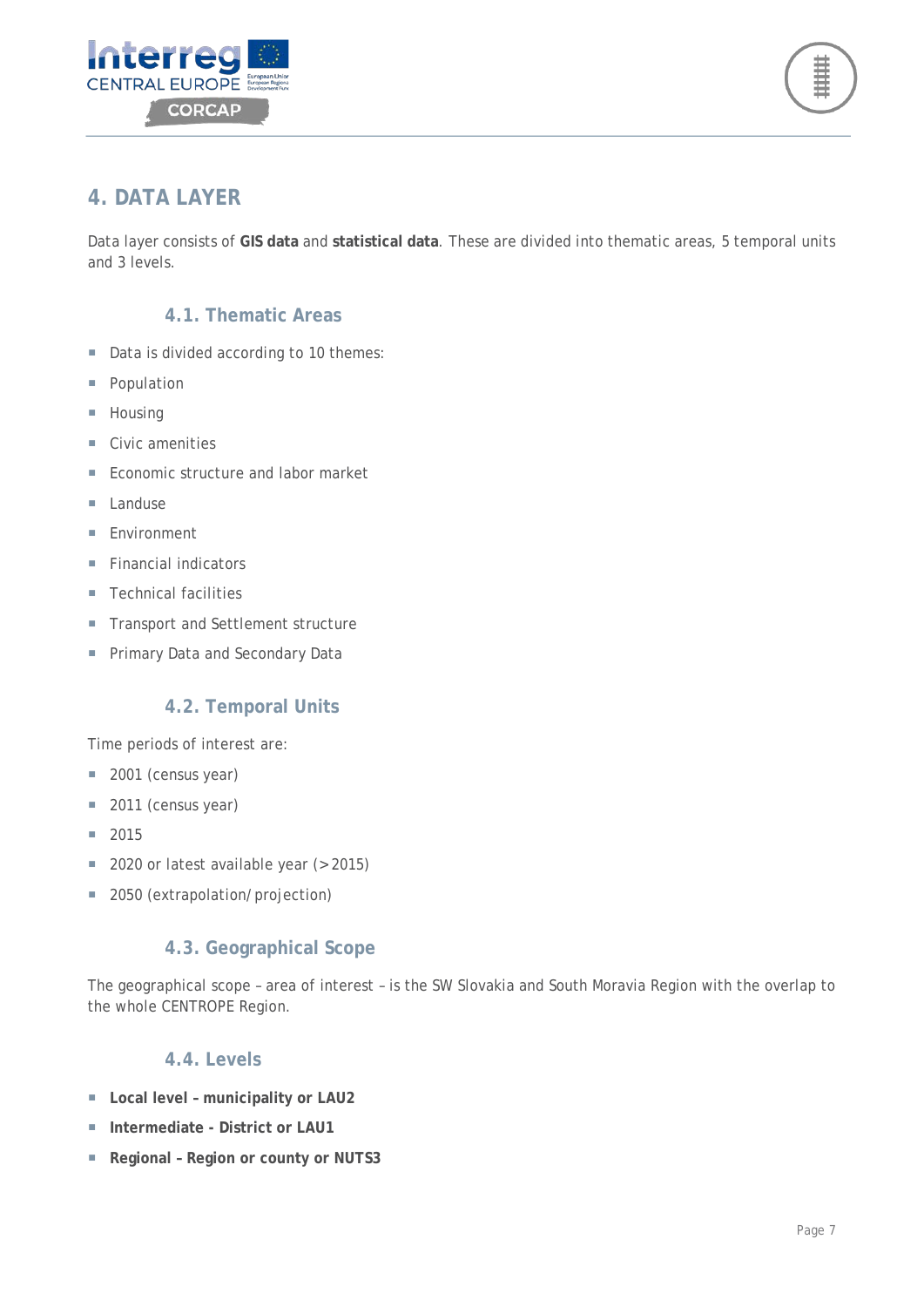# 4. DATA LAYER

Data layer consists of **GIS data** and **statistical data**. These are divided into thematic areas, 5 temporal units and 3 levels.

## 4.1. Thematic Areas

- Data is divided according to 10 themes:
- Population
- Housing
- Civic amenities
- Economic structure and labor market
- Landuse
- Environment
- Financial indicators
- Technical facilities
- Transport and Settlement structure
- Primary Data and Secondary Data

## 4.2. Temporal Units

Time periods of interest are:

- 2001 (census year)
- 2011 (census year)
- 2015
- 2020 or latest available year (>2015)
- 2050 (extrapolation/projection)

## 4.3. Geographical Scope

The geographical scope – area of interest – is the SW Slovakia and South Moravia Region with the overlap to the whole CENTROPE Region.

## 4.4. Levels

- **Local level – municipality or LAU2**
- **Intermediate - District or LAU1**
- **Regional – Region or county or NUTS3**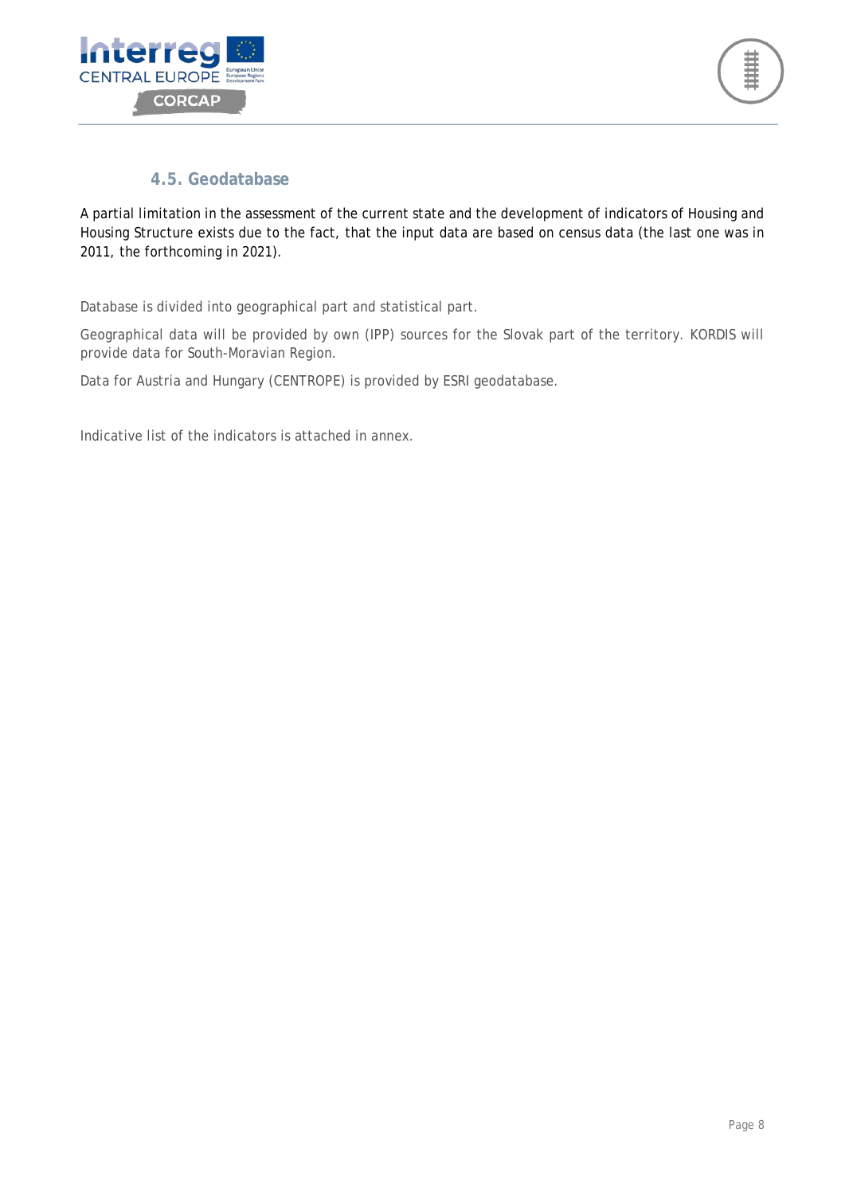### 4.5. Geodatabase

A partial limitation in the assessment of the current state and the development of indicators of Housing and Housing Structure exists due to the fact, that the input data are based on census data (the last one was in 2011, the forthcoming in 2021).

Database is divided into geographical part and statistical part.

Geographical data will be provided by own (IPP) sources for the Slovak part of the territory. KORDIS will provide data for South-Moravian Region.

Data for Austria and Hungary (CENTROPE) is provided by ESRI geodatabase.

Indicative list of the indicators is attached in annex.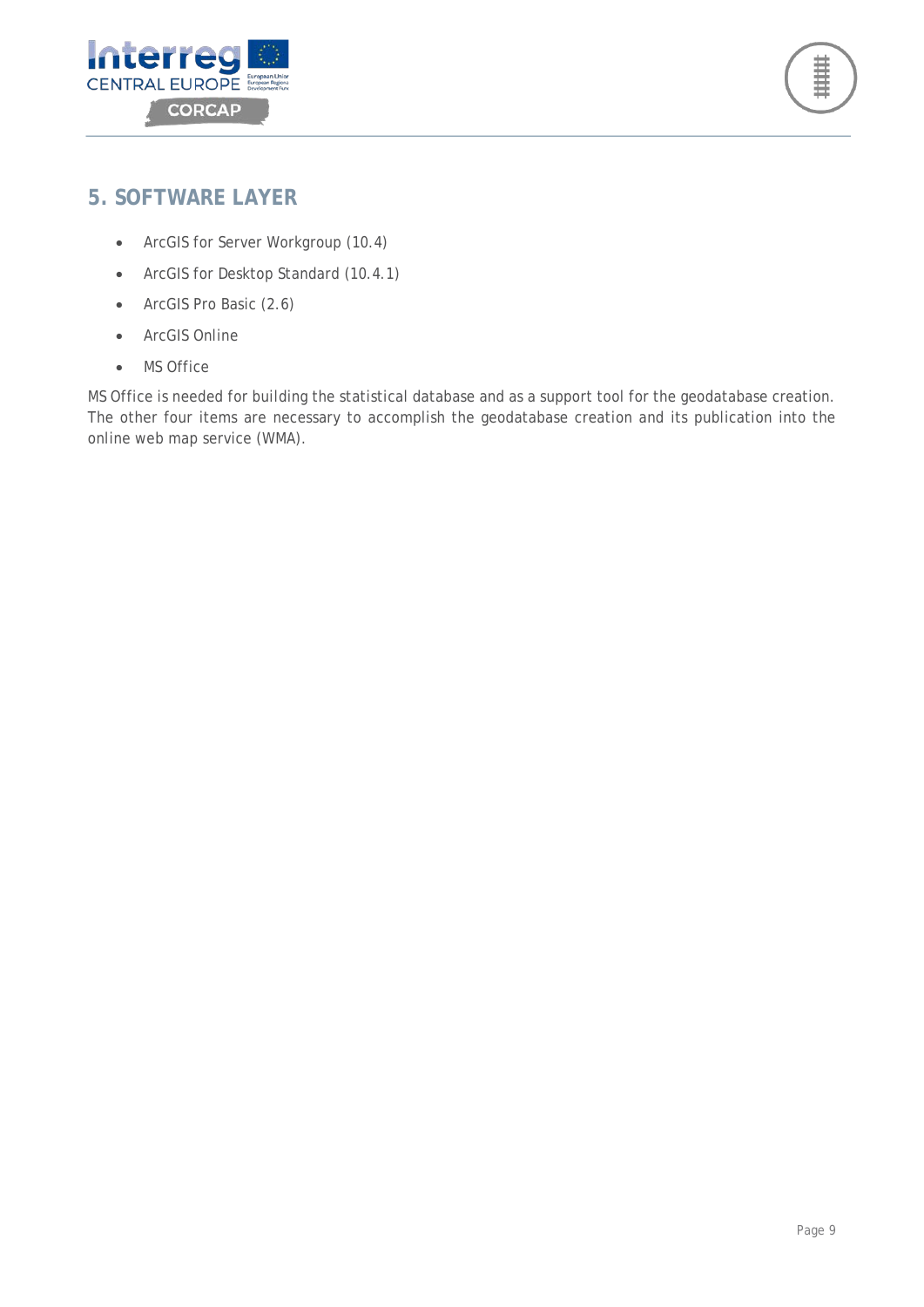# 5. SOFTWARE LAYER

- ArcGIS for Server Workgroup (10.4)
- ArcGIS for Desktop Standard (10.4.1)
- ArcGIS Pro Basic (2.6)
- ArcGIS Online
- MS Office

MS Office is needed for building the statistical database and as a support tool for the geodatabase creation. The other four items are necessary to accomplish the geodatabase creation and its publication into the online web map service (WMA).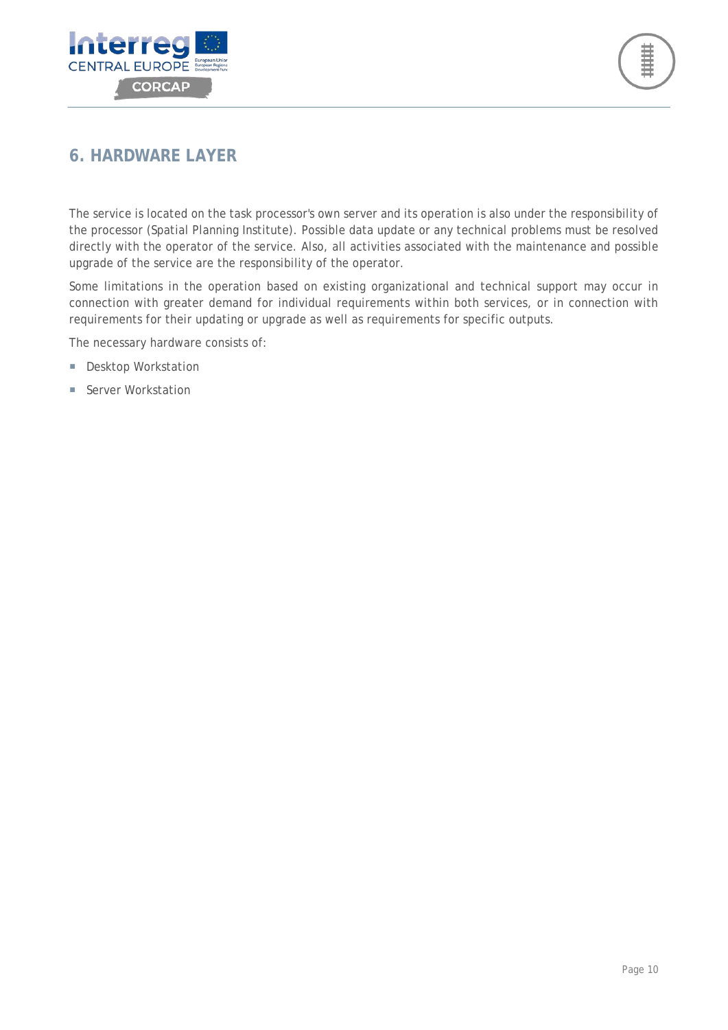# 6. HARDWARE LAYER

The service is located on the task processor's own server and its operation is also under the responsibility of the processor (Spatial Planning Institute). Possible data update or any technical problems must be resolved directly with the operator of the service. Also, all activities associated with the maintenance and possible upgrade of the service are the responsibility of the operator.

Some limitations in the operation based on existing organizational and technical support may occur in connection with greater demand for individual requirements within both services, or in connection with requirements for their updating or upgrade as well as requirements for specific outputs.

The necessary hardware consists of:

- Desktop Workstation
- Server Workstation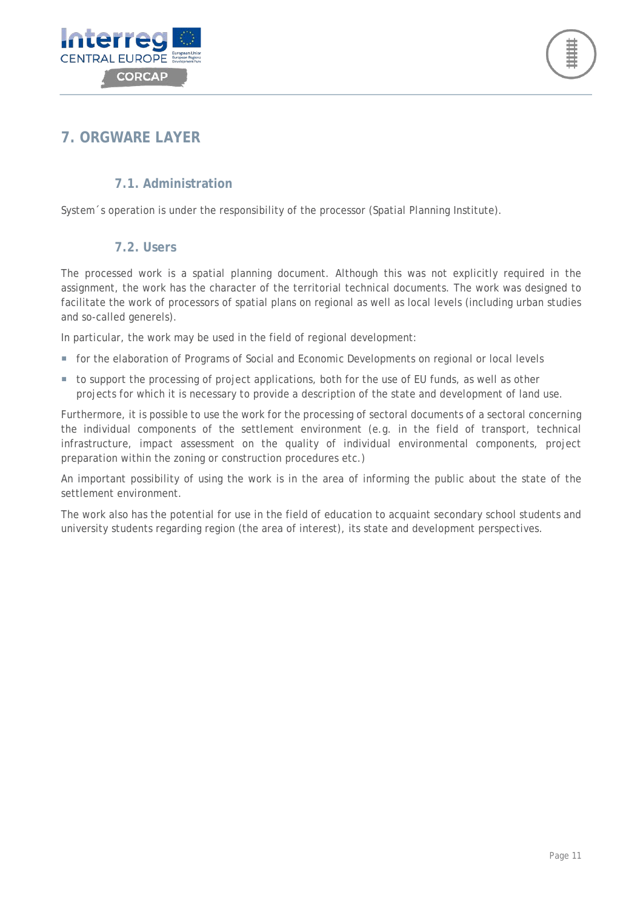# 7. ORGWARE LAYER

## 7.1. Administration

System´s operation is under the responsibility of the processor (Spatial Planning Institute).

## 7.2. Users

The processed work is a spatial planning document. Although this was not explicitly required in the assignment, the work has the character of the territorial technical documents. The work was designed to facilitate the work of processors of spatial plans on regional as well as local levels (including urban studies and so-called generels).

In particular, the work may be used in the field of regional development:

- for the elaboration of Programs of Social and Economic Developments on regional or local levels
- to support the processing of project applications, both for the use of EU funds, as well as other projects for which it is necessary to provide a description of the state and development of land use.

Furthermore, it is possible to use the work for the processing of sectoral documents of a sectoral concerning the individual components of the settlement environment (e.g. in the field of transport, technical infrastructure, impact assessment on the quality of individual environmental components, project preparation within the zoning or construction procedures etc.)

An important possibility of using the work is in the area of informing the public about the state of the settlement environment.

The work also has the potential for use in the field of education to acquaint secondary school students and university students regarding region (the area of interest), its state and development perspectives.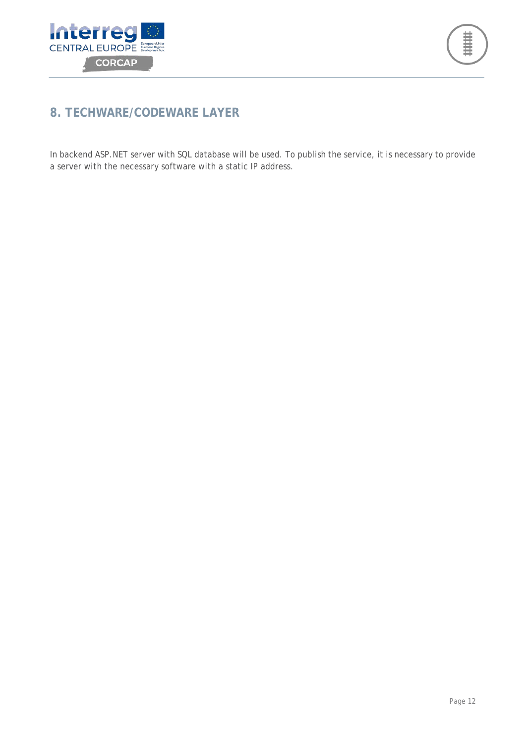# 8. TECHWARE/CODEWARE LAYER

In backend ASP.NET server with SQL database will be used. To publish the service, it is necessary to provide a server with the necessary software with a static IP address.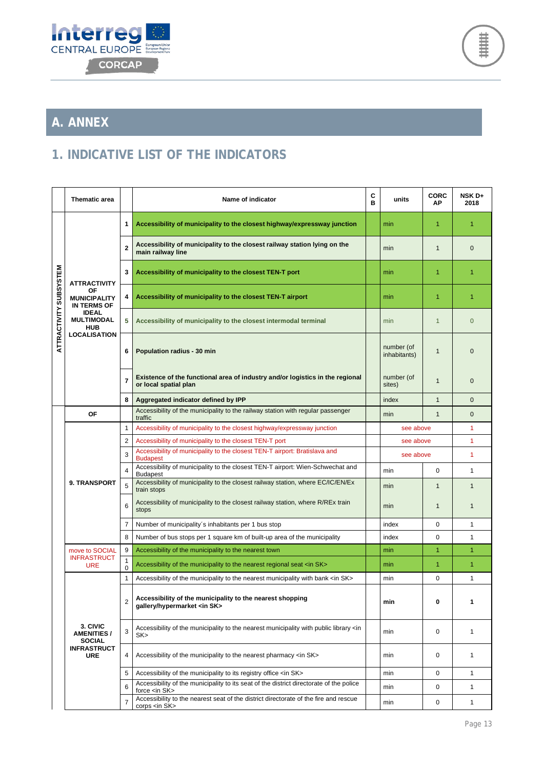# A. ANNEX

## 1. INDICATIVE LIST OF THE INDICATORS

| | Thematic area | | Name of indicator | CB | units | CORCAP | NSK D+ 2018 |
|---|---|---|---|---|---|---|---|
| ATTRACTIVITY SUBSYSTEM | ATTRACTIVITY OF MUNICIPALITY IN TERMS OF IDEAL MULTIMODAL HUB LOCALISATION | 1 | **Accessibility of municipality to the closest highway/expressway junction** | | min | 1 | 1 |
| | | 2 | **Accessibility of municipality to the closest railway station lying on the main railway line** | | min | 1 | 0 |
| | | 3 | **Accessibility of municipality to the closest TEN-T port** | | min | 1 | 1 |
| | | 4 | **Accessibility of municipality to the closest TEN-T airport** | | min | 1 | 1 |
| | | 5 | **Accessibility of municipality to the closest intermodal terminal** | | min | 1 | 0 |
| | | 6 | **Population radius - 30 min** | | number (of inhabitants) | 1 | 0 |
| | | 7 | **Existence of the functional area of industry and/or logistics in the regional or local spatial plan** | | number (of sites) | 1 | 0 |
| | | 8 | **Aggregated indicator defined by IPP** | | index | 1 | 0 |
| | OF | | Accessibility of the municipality to the railway station with regular passenger traffic | | min | 1 | 0 |
| | 9. TRANSPORT | 1 | Accessibility of municipality to the closest highway/expressway junction | | see above | | 1 |
| | | 2 | Accessibility of municipality to the closest TEN-T port | | see above | | 1 |
| | | 3 | Accessibility of municipality to the closest TEN-T airport: Bratislava and Budapest | | see above | | 1 |
| | | 4 | Accessibility of municipality to the closest TEN-T airport: Wien-Schwechat and Budapest | | min | 0 | 1 |
| | | 5 | Accessibility of municipality to the closest railway station, where EC/IC/EN/Ex train stops | | min | 1 | 1 |
| | | 6 | Accessibility of municipality to the closest railway station, where R/REx train stops | | min | 1 | 1 |
| | | 7 | Number of municipality´s inhabitants per 1 bus stop | | index | 0 | 1 |
| | | 8 | Number of bus stops per 1 square km of built-up area of the municipality | | index | 0 | 1 |
| | move to SOCIAL INFRASTRUCTURE | 9 | Accessibility of the municipality to the nearest town | | min | 1 | 1 |
| | | 10 | Accessibility of the municipality to the nearest regional seat <in SK> | | min | 1 | 1 |
| | 3. CIVIC AMENITIES / SOCIAL INFRASTRUCTURE | 1 | Accessibility of the municipality to the nearest municipality with bank <in SK> | | min | 0 | 1 |
| | | 2 | **Accessibility of the municipality to the nearest shopping gallery/hypermarket <in SK>** | | **min** | **0** | **1** |
| | | 3 | Accessibility of the municipality to the nearest municipality with public library <in SK> | | min | 0 | 1 |
| | | 4 | Accessibility of the municipality to the nearest pharmacy <in SK> | | min | 0 | 1 |
| | | 5 | Accessibility of the municipality to its registry office <in SK> | | min | 0 | 1 |
| | | 6 | Accessibility of the municipality to its seat of the district directorate of the police force <in SK> | | min | 0 | 1 |
| | | 7 | Accessibility to the nearest seat of the district directorate of the fire and rescue corps <in SK> | | min | 0 | 1 |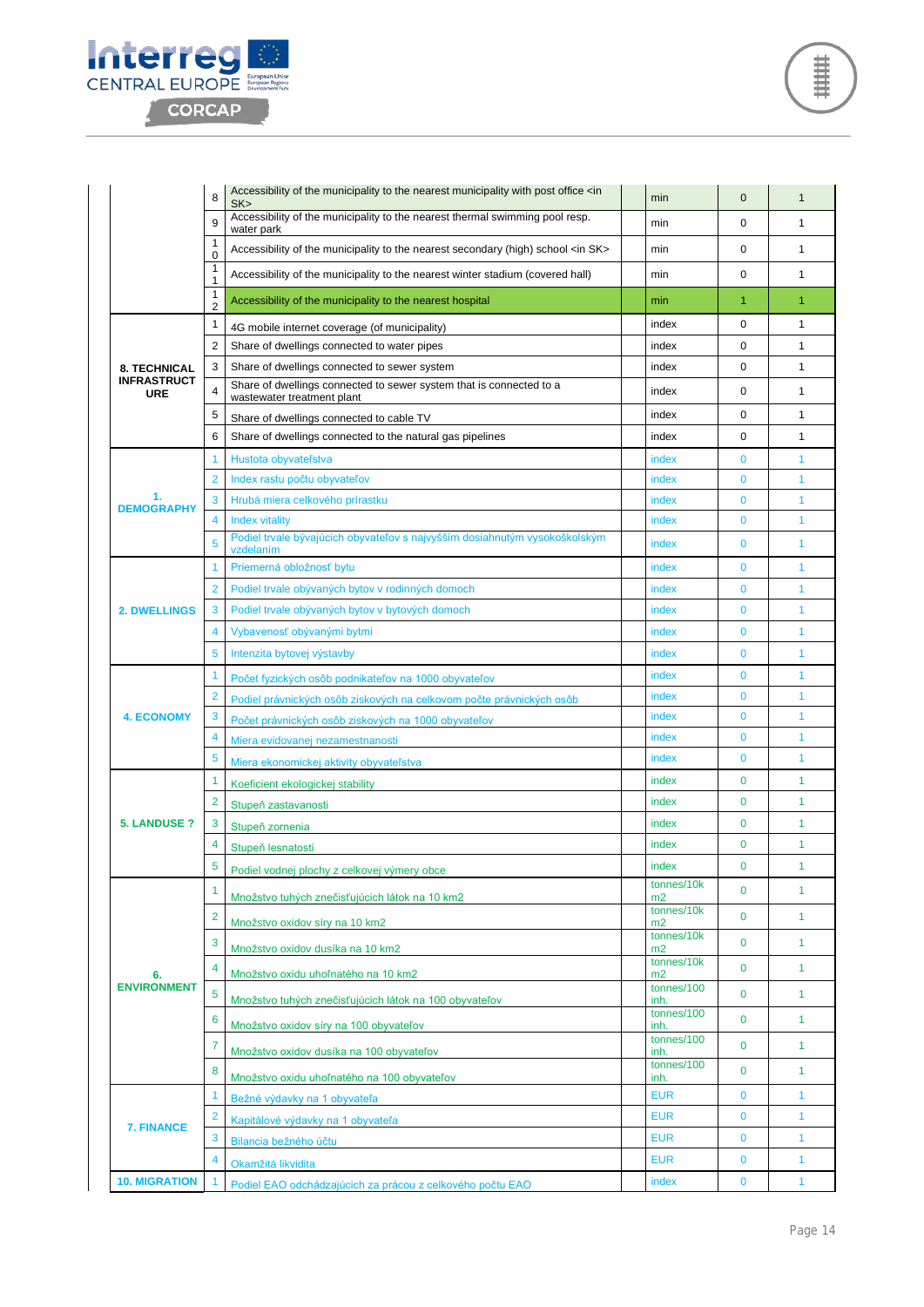| | | | | | | |
|---|---|---|---|---|---|---|
| | 8 | Accessibility of the municipality to the nearest municipality with post office <in SK> | | min | 0 | 1 |
| | 9 | Accessibility of the municipality to the nearest thermal swimming pool resp. water park | | min | 0 | 1 |
| | 10 | Accessibility of the municipality to the nearest secondary (high) school <in SK> | | min | 0 | 1 |
| | 11 | Accessibility of the municipality to the nearest winter stadium (covered hall) | | min | 0 | 1 |
| | 12 | Accessibility of the municipality to the nearest hospital | | min | 1 | 1 |
| **8. TECHNICAL INFRASTRUCTURE** | 1 | 4G mobile internet coverage (of municipality) | | index | 0 | 1 |
| | 2 | Share of dwellings connected to water pipes | | index | 0 | 1 |
| | 3 | Share of dwellings connected to sewer system | | index | 0 | 1 |
| | 4 | Share of dwellings connected to sewer system that is connected to a wastewater treatment plant | | index | 0 | 1 |
| | 5 | Share of dwellings connected to cable TV | | index | 0 | 1 |
| | 6 | Share of dwellings connected to the natural gas pipelines | | index | 0 | 1 |
| **1. DEMOGRAPHY** | 1 | Hustota obyvateľstva | | index | 0 | 1 |
| | 2 | Index rastu počtu obyvateľov | | index | 0 | 1 |
| | 3 | Hrubá miera celkového prírastku | | index | 0 | 1 |
| | 4 | Index vitality | | index | 0 | 1 |
| | 5 | Podiel trvale bývajúcich obyvateľov s najvyšším dosiahnutým vysokoškolským vzdelaním | | index | 0 | 1 |
| **2. DWELLINGS** | 1 | Priemerná obložnosť bytu | | index | 0 | 1 |
| | 2 | Podiel trvale obývaných bytov v rodinných domoch | | index | 0 | 1 |
| | 3 | Podiel trvale obývaných bytov v bytových domoch | | index | 0 | 1 |
| | 4 | Vybavenosť obývanými bytmi | | index | 0 | 1 |
| | 5 | Intenzita bytovej výstavby | | index | 0 | 1 |
| **4. ECONOMY** | 1 | Počet fyzických osôb podnikateľov na 1000 obyvateľov | | index | 0 | 1 |
| | 2 | Podiel právnických osôb ziskových na celkovom počte právnických osôb | | index | 0 | 1 |
| | 3 | Počet právnických osôb ziskových na 1000 obyvateľov | | index | 0 | 1 |
| | 4 | Miera evidovanej nezamestnanosti | | index | 0 | 1 |
| | 5 | Miera ekonomickej aktivity obyvateľstva | | index | 0 | 1 |
| **5. LANDUSE ?** | 1 | Koeficient ekologickej stability | | index | 0 | 1 |
| | 2 | Stupeň zastavanosti | | index | 0 | 1 |
| | 3 | Stupeň zornenia | | index | 0 | 1 |
| | 4 | Stupeň lesnatosti | | index | 0 | 1 |
| | 5 | Podiel vodnej plochy z celkovej výmery obce | | index | 0 | 1 |
| **6. ENVIRONMENT** | 1 | Množstvo tuhých znečisťujúcich látok na 10 km2 | | tonnes/10km2 | 0 | 1 |
| | 2 | Množstvo oxidov síry na 10 km2 | | tonnes/10km2 | 0 | 1 |
| | 3 | Množstvo oxidov dusíka na 10 km2 | | tonnes/10km2 | 0 | 1 |
| | 4 | Množstvo oxidu uhoľnatého na 10 km2 | | tonnes/10km2 | 0 | 1 |
| | 5 | Množstvo tuhých znečisťujúcich látok na 100 obyvateľov | | tonnes/100 inh. | 0 | 1 |
| | 6 | Množstvo oxidov síry na 100 obyvateľov | | tonnes/100 inh. | 0 | 1 |
| | 7 | Množstvo oxidov dusíka na 100 obyvateľov | | tonnes/100 inh. | 0 | 1 |
| | 8 | Množstvo oxidu uhoľnatého na 100 obyvateľov | | tonnes/100 inh. | 0 | 1 |
| **7. FINANCE** | 1 | Bežné výdavky na 1 obyvateľa | | EUR | 0 | 1 |
| | 2 | Kapitálové výdavky na 1 obyvateľa | | EUR | 0 | 1 |
| | 3 | Bilancia bežného účtu | | EUR | 0 | 1 |
| | 4 | Okamžitá likvidita | | EUR | 0 | 1 |
| **10. MIGRATION** | 1 | Podiel EAO odchádzajúcich za prácou z celkového počtu EAO | | index | 0 | 1 |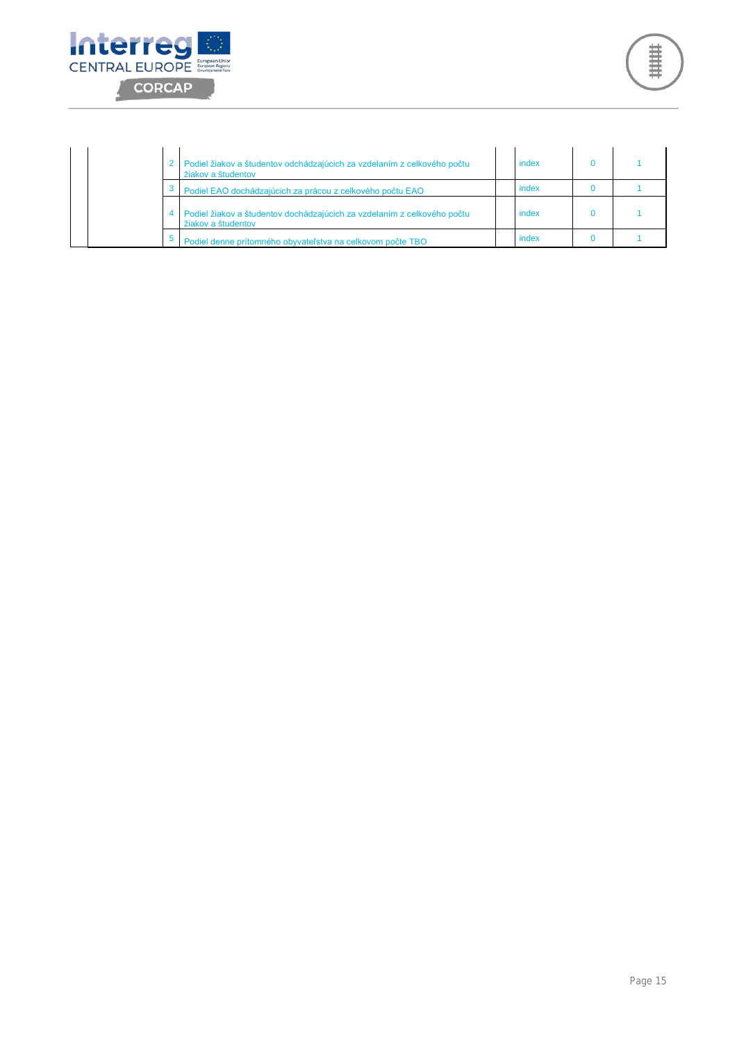| | | | | | | | |
|---|---|---|---|---|---|---|---|
| | | 2 | Podiel žiakov a študentov odchádzajúcich za vzdelaním z celkového počtu žiakov a študentov | | index | 0 | 1 |
| | | 3 | Podiel EAO dochádzajúcich za prácou z celkového počtu EAO | | index | 0 | 1 |
| | | 4 | Podiel žiakov a študentov dochádzajúcich za vzdelaním z celkového počtu žiakov a študentov | | index | 0 | 1 |
| | | 5 | Podiel denne prítomného obyvateľstva na celkovom počte TBO | | index | 0 | 1 |